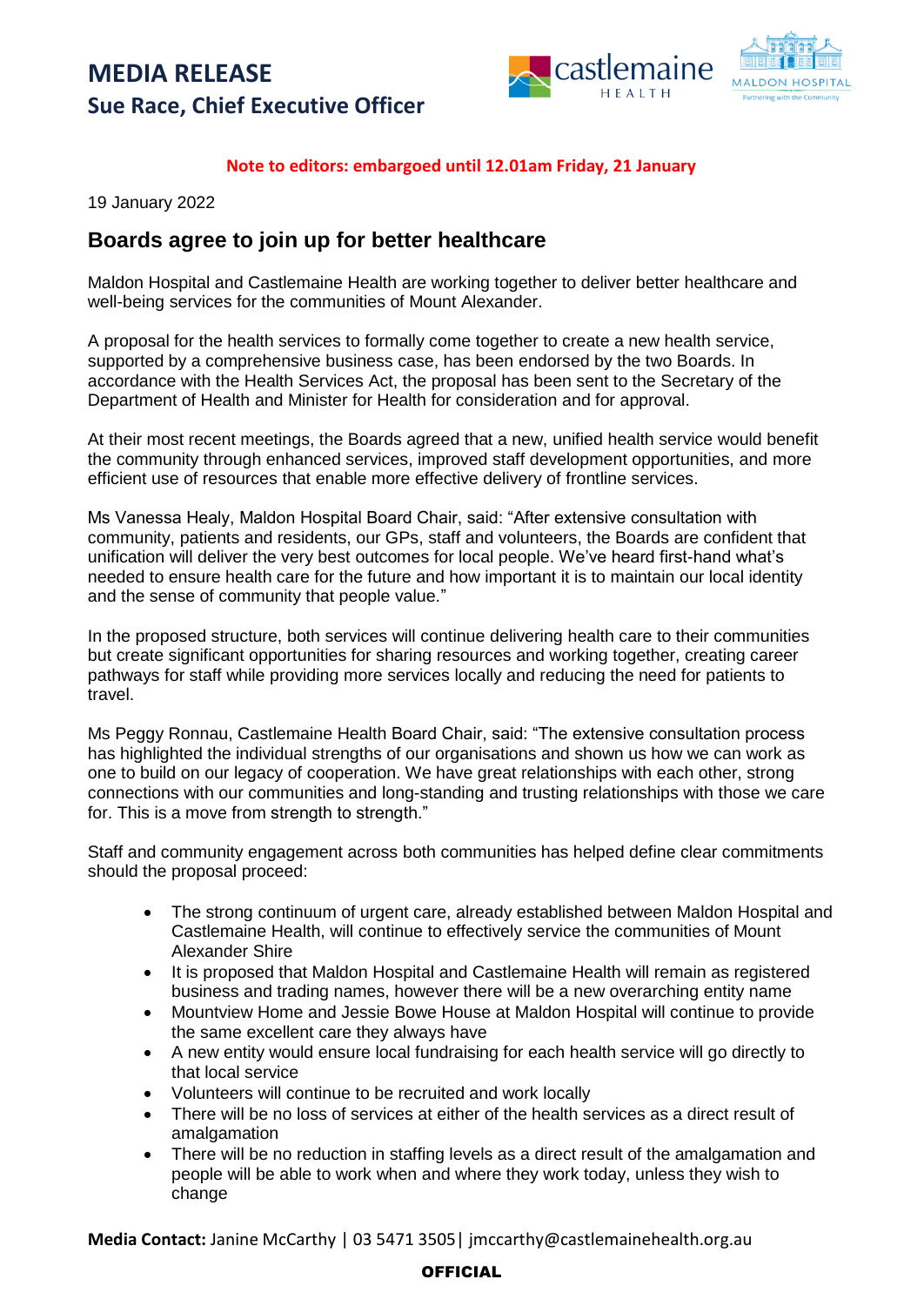# MEDIA RELEASE
## Sue Race, Chief Executive Officer

**Note to editors: embargoed until 12.01am Friday, 21 January**

19 January 2022

## Boards agree to join up for better healthcare

Maldon Hospital and Castlemaine Health are working together to deliver better healthcare and well-being services for the communities of Mount Alexander.

A proposal for the health services to formally come together to create a new health service, supported by a comprehensive business case, has been endorsed by the two Boards. In accordance with the Health Services Act, the proposal has been sent to the Secretary of the Department of Health and Minister for Health for consideration and for approval.

At their most recent meetings, the Boards agreed that a new, unified health service would benefit the community through enhanced services, improved staff development opportunities, and more efficient use of resources that enable more effective delivery of frontline services.

Ms Vanessa Healy, Maldon Hospital Board Chair, said: "After extensive consultation with community, patients and residents, our GPs, staff and volunteers, the Boards are confident that unification will deliver the very best outcomes for local people. We've heard first-hand what's needed to ensure health care for the future and how important it is to maintain our local identity and the sense of community that people value."

In the proposed structure, both services will continue delivering health care to their communities but create significant opportunities for sharing resources and working together, creating career pathways for staff while providing more services locally and reducing the need for patients to travel.

Ms Peggy Ronnau, Castlemaine Health Board Chair, said: "The extensive consultation process has highlighted the individual strengths of our organisations and shown us how we can work as one to build on our legacy of cooperation. We have great relationships with each other, strong connections with our communities and long-standing and trusting relationships with those we care for. This is a move from strength to strength."

Staff and community engagement across both communities has helped define clear commitments should the proposal proceed:

- The strong continuum of urgent care, already established between Maldon Hospital and Castlemaine Health, will continue to effectively service the communities of Mount Alexander Shire
- It is proposed that Maldon Hospital and Castlemaine Health will remain as registered business and trading names, however there will be a new overarching entity name
- Mountview Home and Jessie Bowe House at Maldon Hospital will continue to provide the same excellent care they always have
- A new entity would ensure local fundraising for each health service will go directly to that local service
- Volunteers will continue to be recruited and work locally
- There will be no loss of services at either of the health services as a direct result of amalgamation
- There will be no reduction in staffing levels as a direct result of the amalgamation and people will be able to work when and where they work today, unless they wish to change

**Media Contact:** Janine McCarthy | 03 5471 3505| jmccarthy@castlemainehealth.org.au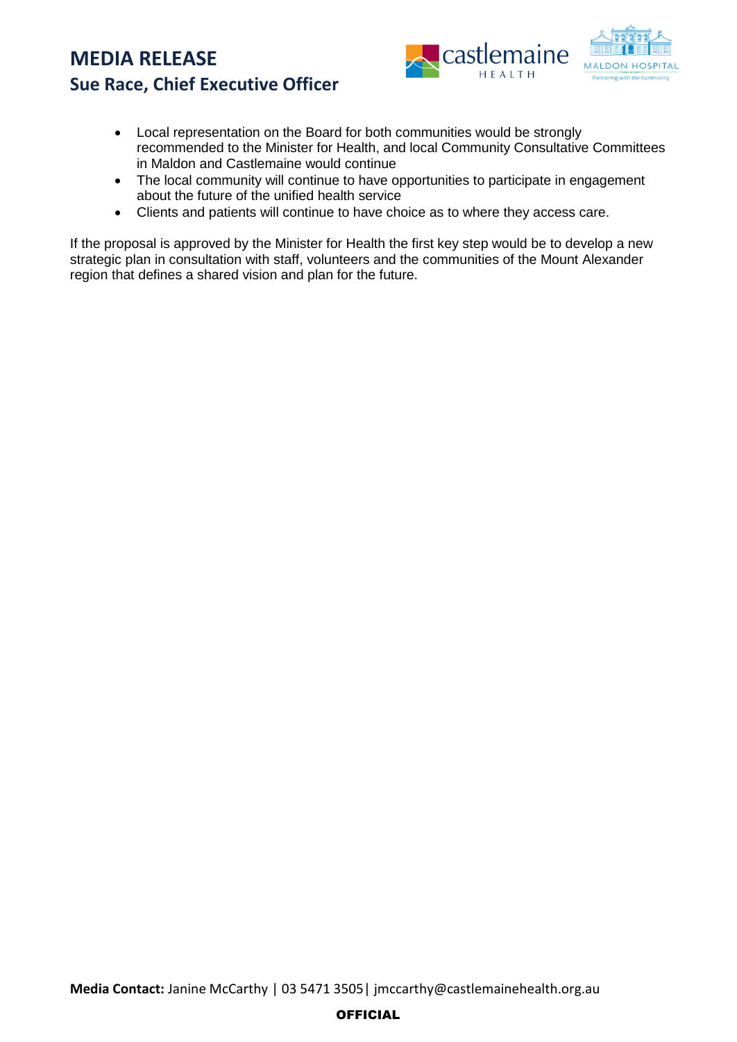- Local representation on the Board for both communities would be strongly recommended to the Minister for Health, and local Community Consultative Committees in Maldon and Castlemaine would continue
- The local community will continue to have opportunities to participate in engagement about the future of the unified health service
- Clients and patients will continue to have choice as to where they access care.

If the proposal is approved by the Minister for Health the first key step would be to develop a new strategic plan in consultation with staff, volunteers and the communities of the Mount Alexander region that defines a shared vision and plan for the future.

**Media Contact:** Janine McCarthy | 03 5471 3505| jmccarthy@castlemainehealth.org.au